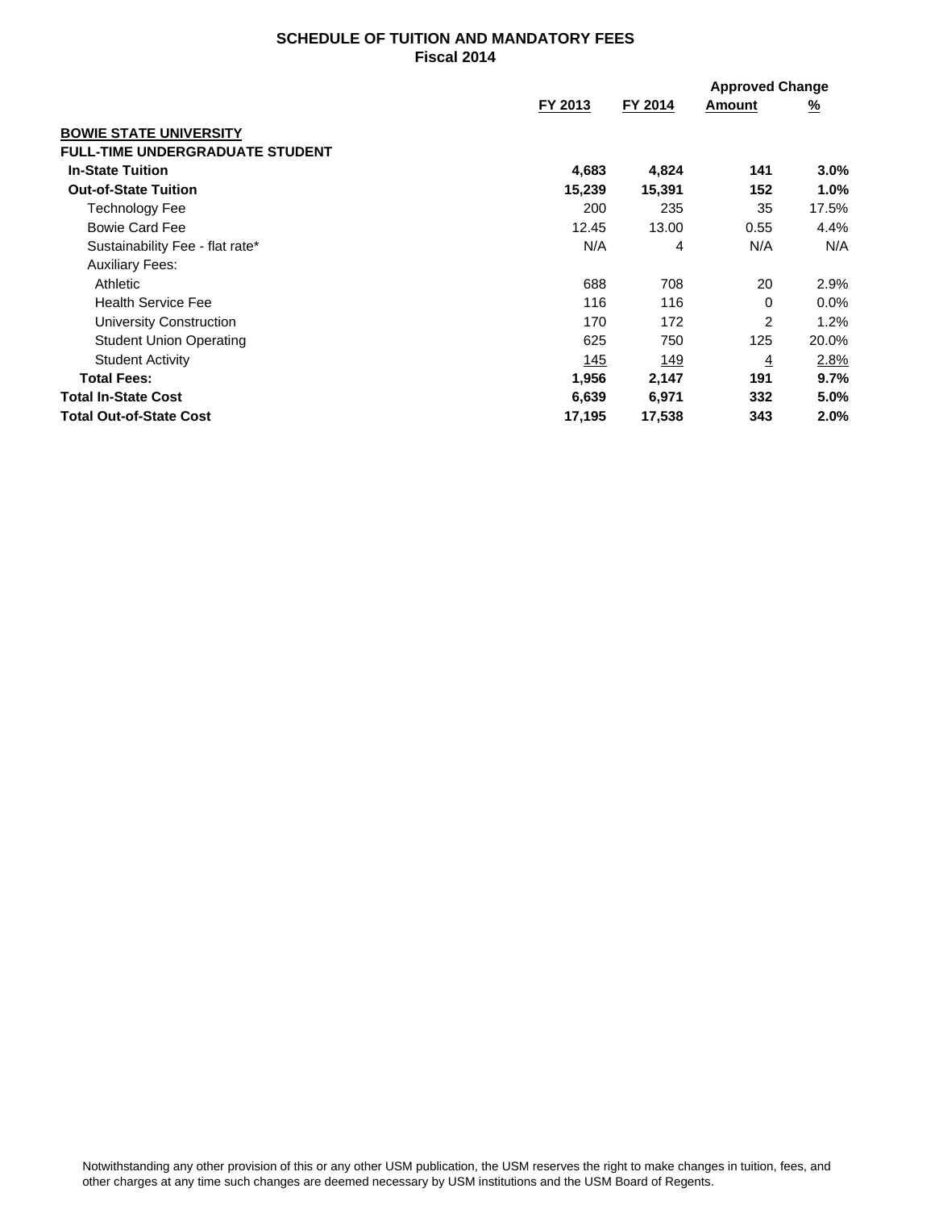**SCHEDULE OF TUITION AND MANDATORY FEES**
**Fiscal 2014**

| | FY 2013 | FY 2014 | Approved Change Amount | Approved Change % |
|---|---|---|---|---|
| **BOWIE STATE UNIVERSITY** | | | | |
| **FULL-TIME UNDERGRADUATE STUDENT** | | | | |
| **In-State Tuition** | **4,683** | **4,824** | **141** | **3.0%** |
| **Out-of-State Tuition** | **15,239** | **15,391** | **152** | **1.0%** |
| Technology Fee | 200 | 235 | 35 | 17.5% |
| Bowie Card Fee | 12.45 | 13.00 | 0.55 | 4.4% |
| Sustainability Fee - flat rate* | N/A | 4 | N/A | N/A |
| Auxiliary Fees: | | | | |
| Athletic | 688 | 708 | 20 | 2.9% |
| Health Service Fee | 116 | 116 | 0 | 0.0% |
| University Construction | 170 | 172 | 2 | 1.2% |
| Student Union Operating | 625 | 750 | 125 | 20.0% |
| Student Activity | 145 | 149 | 4 | 2.8% |
| **Total Fees:** | **1,956** | **2,147** | **191** | **9.7%** |
| **Total In-State Cost** | **6,639** | **6,971** | **332** | **5.0%** |
| **Total Out-of-State Cost** | **17,195** | **17,538** | **343** | **2.0%** |

Notwithstanding any other provision of this or any other USM publication, the USM reserves the right to make changes in tuition, fees, and other charges at any time such changes are deemed necessary by USM institutions and the USM Board of Regents.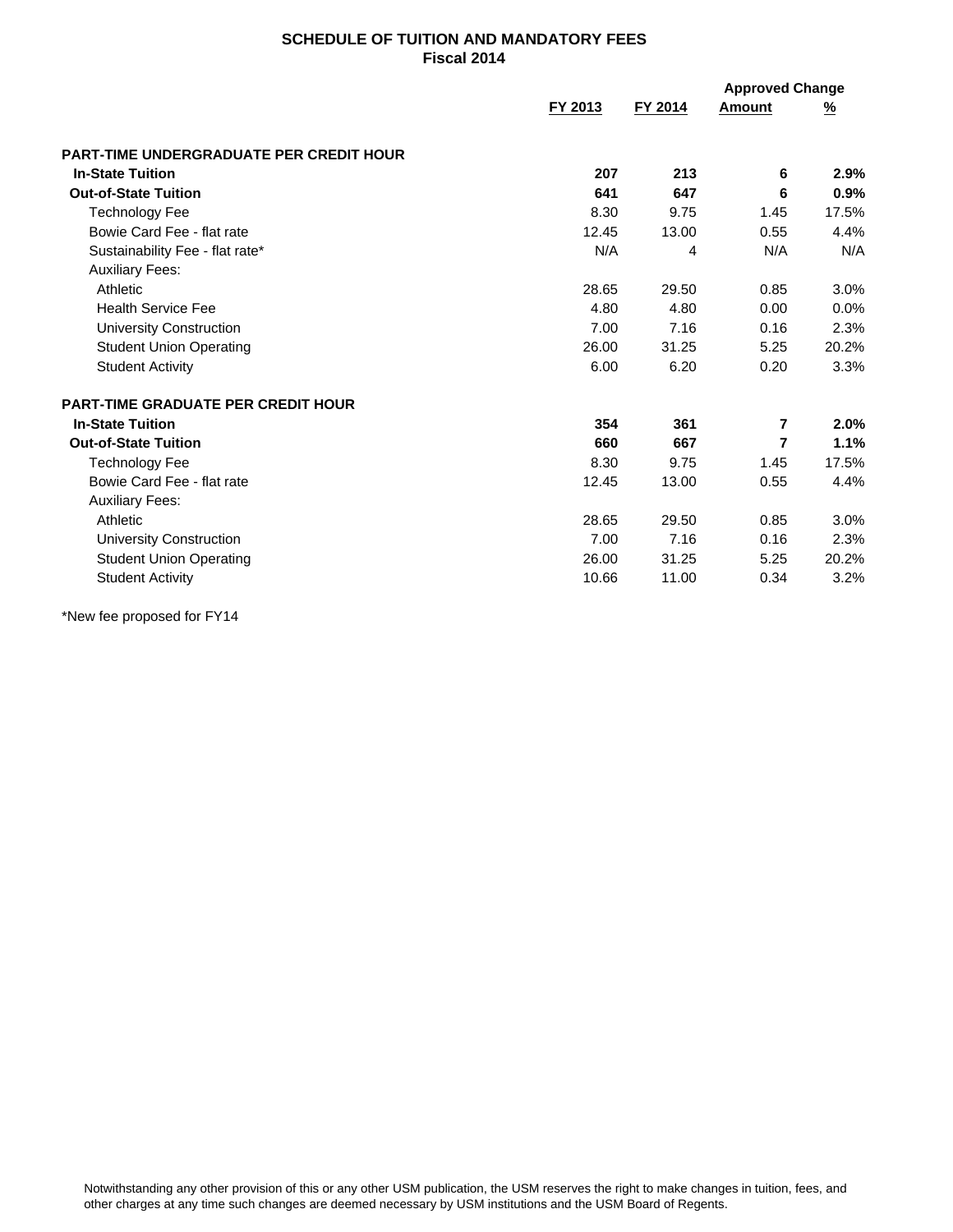**SCHEDULE OF TUITION AND MANDATORY FEES**
**Fiscal 2014**

| | FY 2013 | FY 2014 | Approved Change Amount | Approved Change % |
|---|---|---|---|---|
| **PART-TIME UNDERGRADUATE PER CREDIT HOUR** | | | | |
| **In-State Tuition** | **207** | **213** | **6** | **2.9%** |
| **Out-of-State Tuition** | **641** | **647** | **6** | **0.9%** |
| Technology Fee | 8.30 | 9.75 | 1.45 | 17.5% |
| Bowie Card Fee - flat rate | 12.45 | 13.00 | 0.55 | 4.4% |
| Sustainability Fee - flat rate* | N/A | 4 | N/A | N/A |
| Auxiliary Fees: | | | | |
| Athletic | 28.65 | 29.50 | 0.85 | 3.0% |
| Health Service Fee | 4.80 | 4.80 | 0.00 | 0.0% |
| University Construction | 7.00 | 7.16 | 0.16 | 2.3% |
| Student Union Operating | 26.00 | 31.25 | 5.25 | 20.2% |
| Student Activity | 6.00 | 6.20 | 0.20 | 3.3% |
| **PART-TIME GRADUATE PER CREDIT HOUR** | | | | |
| **In-State Tuition** | **354** | **361** | **7** | **2.0%** |
| **Out-of-State Tuition** | **660** | **667** | **7** | **1.1%** |
| Technology Fee | 8.30 | 9.75 | 1.45 | 17.5% |
| Bowie Card Fee - flat rate | 12.45 | 13.00 | 0.55 | 4.4% |
| Auxiliary Fees: | | | | |
| Athletic | 28.65 | 29.50 | 0.85 | 3.0% |
| University Construction | 7.00 | 7.16 | 0.16 | 2.3% |
| Student Union Operating | 26.00 | 31.25 | 5.25 | 20.2% |
| Student Activity | 10.66 | 11.00 | 0.34 | 3.2% |

*New fee proposed for FY14

Notwithstanding any other provision of this or any other USM publication, the USM reserves the right to make changes in tuition, fees, and other charges at any time such changes are deemed necessary by USM institutions and the USM Board of Regents.